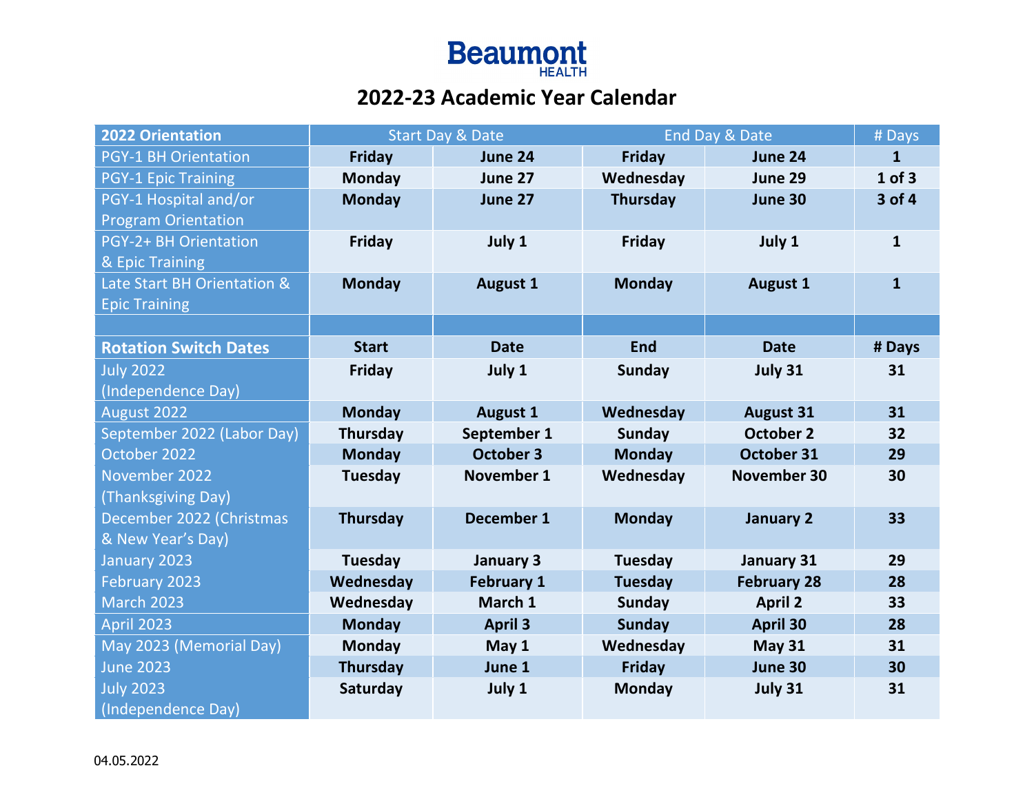# Beaumont HEALTH

## 2022-23 Academic Year Calendar

| 2022 Orientation | Start Day & Date | | End Day & Date | | # Days |
|---|---|---|---|---|---|
| PGY-1 BH Orientation | **Friday** | **June 24** | **Friday** | **June 24** | **1** |
| PGY-1 Epic Training | **Monday** | **June 27** | **Wednesday** | **June 29** | **1 of 3** |
| PGY-1 Hospital and/or Program Orientation | **Monday** | **June 27** | **Thursday** | **June 30** | **3 of 4** |
| PGY-2+ BH Orientation & Epic Training | **Friday** | **July 1** | **Friday** | **July 1** | **1** |
| Late Start BH Orientation & Epic Training | **Monday** | **August 1** | **Monday** | **August 1** | **1** |
| | | | | | |
| **Rotation Switch Dates** | **Start** | **Date** | **End** | **Date** | **# Days** |
| July 2022 (Independence Day) | **Friday** | **July 1** | **Sunday** | **July 31** | **31** |
| August 2022 | **Monday** | **August 1** | **Wednesday** | **August 31** | **31** |
| September 2022 (Labor Day) | **Thursday** | **September 1** | **Sunday** | **October 2** | **32** |
| October 2022 | **Monday** | **October 3** | **Monday** | **October 31** | **29** |
| November 2022 (Thanksgiving Day) | **Tuesday** | **November 1** | **Wednesday** | **November 30** | **30** |
| December 2022 (Christmas & New Year's Day) | **Thursday** | **December 1** | **Monday** | **January 2** | **33** |
| January 2023 | **Tuesday** | **January 3** | **Tuesday** | **January 31** | **29** |
| February 2023 | **Wednesday** | **February 1** | **Tuesday** | **February 28** | **28** |
| March 2023 | **Wednesday** | **March 1** | **Sunday** | **April 2** | **33** |
| April 2023 | **Monday** | **April 3** | **Sunday** | **April 30** | **28** |
| May 2023 (Memorial Day) | **Monday** | **May 1** | **Wednesday** | **May 31** | **31** |
| June 2023 | **Thursday** | **June 1** | **Friday** | **June 30** | **30** |
| July 2023 (Independence Day) | **Saturday** | **July 1** | **Monday** | **July 31** | **31** |

04.05.2022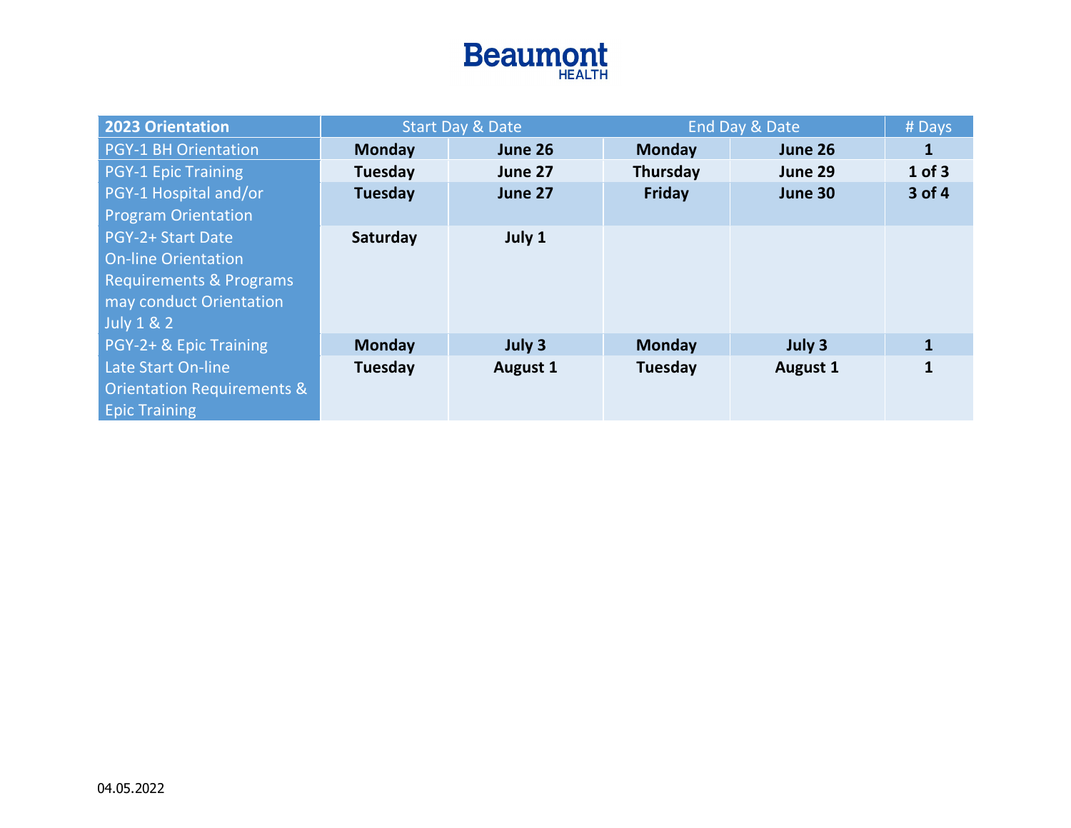# Beaumont HEALTH

| 2023 Orientation | Start Day & Date | | End Day & Date | | # Days |
|---|---|---|---|---|---|
| PGY-1 BH Orientation | **Monday** | **June 26** | **Monday** | **June 26** | **1** |
| PGY-1 Epic Training | **Tuesday** | **June 27** | **Thursday** | **June 29** | **1 of 3** |
| PGY-1 Hospital and/or Program Orientation | **Tuesday** | **June 27** | **Friday** | **June 30** | **3 of 4** |
| PGY-2+ Start Date On-line Orientation Requirements & Programs may conduct Orientation July 1 & 2 | **Saturday** | **July 1** | | | |
| PGY-2+ & Epic Training | **Monday** | **July 3** | **Monday** | **July 3** | **1** |
| Late Start On-line Orientation Requirements & Epic Training | **Tuesday** | **August 1** | **Tuesday** | **August 1** | **1** |

04.05.2022